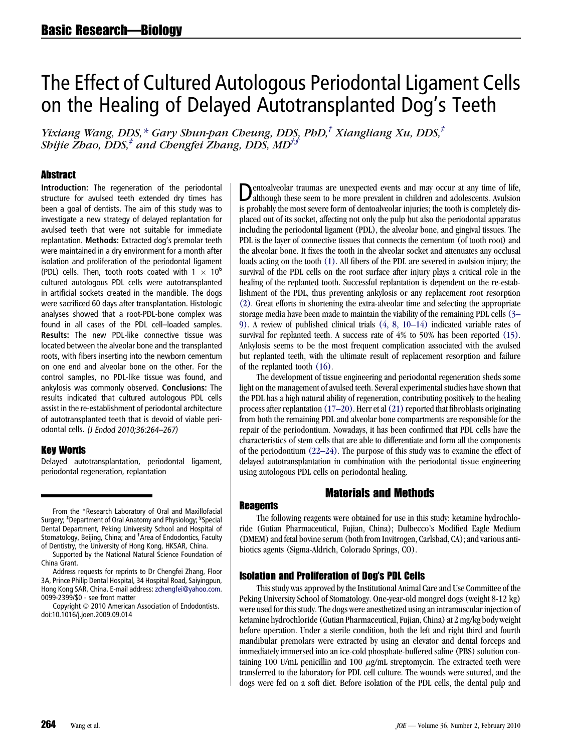# The Effect of Cultured Autologous Periodontal Ligament Cells on the Healing of Delayed Autotransplanted Dog's Teeth

*Yixiang Wang, DDS,[*] Gary Shun-pan Cheung, DDS, PhD,[†] Xiangliang Xu, DDS,[‡] Shijie Zhao, DDS,[‡] and Chengfei Zhang, DDS, MD[†§]*

## Abstract

**Introduction:** The regeneration of the periodontal structure for avulsed teeth extended dry times has been a goal of dentists. The aim of this study was to investigate a new strategy of delayed replantation for avulsed teeth that were not suitable for immediate replantation. **Methods:** Extracted dog's premolar teeth were maintained in a dry environment for a month after isolation and proliferation of the periodontal ligament (PDL) cells. Then, tooth roots coated with $1 \times 10^6$ cultured autologous PDL cells were autotransplanted in artificial sockets created in the mandible. The dogs were sacrificed 60 days after transplantation. Histologic analyses showed that a root-PDL-bone complex was found in all cases of the PDL cell–loaded samples. **Results:** The new PDL-like connective tissue was located between the alveolar bone and the transplanted roots, with fibers inserting into the newborn cementum on one end and alveolar bone on the other. For the control samples, no PDL-like tissue was found, and ankylosis was commonly observed. **Conclusions:** The results indicated that cultured autologous PDL cells assist in the re-establishment of periodontal architecture of autotransplanted teeth that is devoid of viable periodontal cells. *(J Endod 2010;36:264–267)*

## Key Words

Delayed autotransplantation, periodontal ligament, periodontal regeneration, replantation

From the *Research Laboratory of Oral and Maxillofacial Surgery; ‡Department of Oral Anatomy and Physiology; §Special Dental Department, Peking University School and Hospital of Stomatology, Beijing, China; and †Area of Endodontics, Faculty of Dentistry, the University of Hong Kong, HKSAR, China.

Supported by the National Natural Science Foundation of China Grant.

Address requests for reprints to Dr Chengfei Zhang, Floor 3A, Prince Philip Dental Hospital, 34 Hospital Road, Saiyingpun, Hong Kong SAR, China. E-mail address: zchengfei@yahoo.com. 0099-2399/$0 - see front matter

Copyright © 2010 American Association of Endodontists. doi:10.1016/j.joen.2009.09.014

Dentoalveolar traumas are unexpected events and may occur at any time of life, although these seem to be more prevalent in children and adolescents. Avulsion is probably the most severe form of dentoalveolar injuries; the tooth is completely displaced out of its socket, affecting not only the pulp but also the periodontal apparatus including the periodontal ligament (PDL), the alveolar bone, and gingival tissues. The PDL is the layer of connective tissues that connects the cementum (of tooth root) and the alveolar bone. It fixes the tooth in the alveolar socket and attenuates any occlusal loads acting on the tooth (1). All fibers of the PDL are severed in avulsion injury; the survival of the PDL cells on the root surface after injury plays a critical role in the healing of the replanted tooth. Successful replantation is dependent on the re-establishment of the PDL, thus preventing ankylosis or any replacement root resorption (2). Great efforts in shortening the extra-alveolar time and selecting the appropriate storage media have been made to maintain the viability of the remaining PDL cells (3–9). A review of published clinical trials (4, 8, 10–14) indicated variable rates of survival for replanted teeth. A success rate of 4% to 50% has been reported (15). Ankylosis seems to be the most frequent complication associated with the avulsed but replanted teeth, with the ultimate result of replacement resorption and failure of the replanted tooth (16).

The development of tissue engineering and periodontal regeneration sheds some light on the management of avulsed teeth. Several experimental studies have shown that the PDL has a high natural ability of regeneration, contributing positively to the healing process after replantation (17–20). Herr et al (21) reported that fibroblasts originating from both the remaining PDL and alveolar bone compartments are responsible for the repair of the periodontium. Nowadays, it has been confirmed that PDL cells have the characteristics of stem cells that are able to differentiate and form all the components of the periodontium (22–24). The purpose of this study was to examine the effect of delayed autotransplantation in combination with the periodontal tissue engineering using autologous PDL cells on periodontal healing.

## Materials and Methods

### Reagents

The following reagents were obtained for use in this study: ketamine hydrochloride (Gutian Pharmaceutical, Fujian, China); Dulbecco's Modified Eagle Medium (DMEM) and fetal bovine serum (both from Invitrogen, Carlsbad, CA); and various antibiotics agents (Sigma-Aldrich, Colorado Springs, CO).

### Isolation and Proliferation of Dog's PDL Cells

This study was approved by the Institutional Animal Care and Use Committee of the Peking University School of Stomatology. One-year-old mongrel dogs (weight 8-12 kg) were used for this study. The dogs were anesthetized using an intramuscular injection of ketamine hydrochloride (Gutian Pharmaceutical, Fujian, China) at 2 mg/kg body weight before operation. Under a sterile condition, both the left and right third and fourth mandibular premolars were extracted by using an elevator and dental forceps and immediately immersed into an ice-cold phosphate-buffered saline (PBS) solution containing 100 U/mL penicillin and 100 $\mu$g/mL streptomycin. The extracted teeth were transferred to the laboratory for PDL cell culture. The wounds were sutured, and the dogs were fed on a soft diet. Before isolation of the PDL cells, the dental pulp and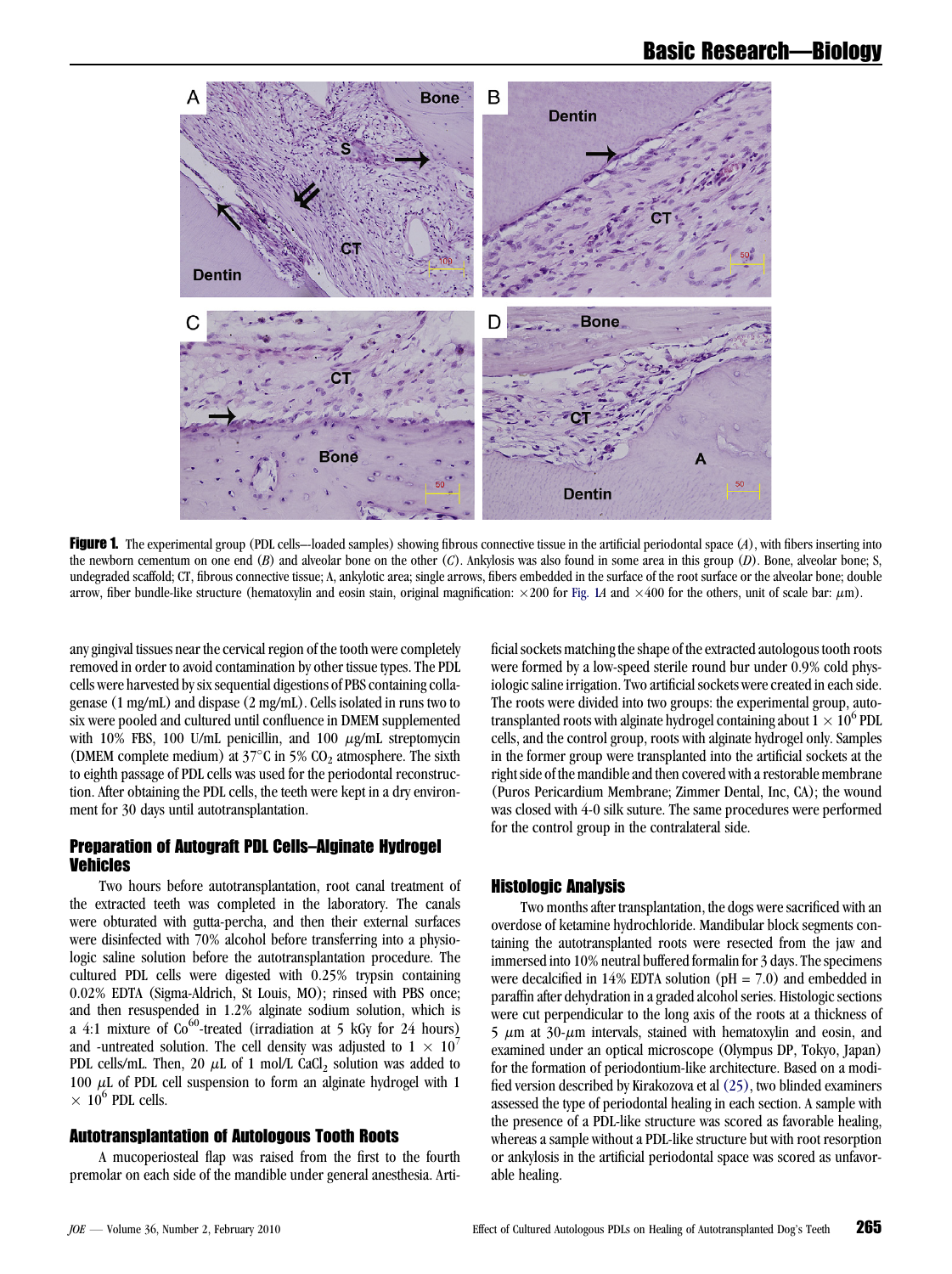Figure 1. The experimental group (PDL cells—loaded samples) showing fibrous connective tissue in the artificial periodontal space (*A*), with fibers inserting into the newborn cementum on one end (*B*) and alveolar bone on the other (*C*). Ankylosis was also found in some area in this group (*D*). Bone, alveolar bone; S, undegraded scaffold; CT, fibrous connective tissue; A, ankylotic area; single arrows, fibers embedded in the surface of the root surface or the alveolar bone; double arrow, fiber bundle-like structure (hematoxylin and eosin stain, original magnification: ×200 for Fig. 1*A* and ×400 for the others, unit of scale bar: $\mu$m).

any gingival tissues near the cervical region of the tooth were completely removed in order to avoid contamination by other tissue types. The PDL cells were harvested by six sequential digestions of PBS containing collagenase (1 mg/mL) and dispase (2 mg/mL). Cells isolated in runs two to six were pooled and cultured until confluence in DMEM supplemented with 10% FBS, 100 U/mL penicillin, and 100 $\mu$g/mL streptomycin (DMEM complete medium) at 37°C in 5% $CO_2$ atmosphere. The sixth to eighth passage of PDL cells was used for the periodontal reconstruction. After obtaining the PDL cells, the teeth were kept in a dry environment for 30 days until autotransplantation.

### Preparation of Autograft PDL Cells–Alginate Hydrogel Vehicles

Two hours before autotransplantation, root canal treatment of the extracted teeth was completed in the laboratory. The canals were obturated with gutta-percha, and then their external surfaces were disinfected with 70% alcohol before transferring into a physiologic saline solution before the autotransplantation procedure. The cultured PDL cells were digested with 0.25% trypsin containing 0.02% EDTA (Sigma-Aldrich, St Louis, MO); rinsed with PBS once; and then resuspended in 1.2% alginate sodium solution, which is a 4:1 mixture of $Co^{60}$-treated (irradiation at 5 kGy for 24 hours) and -untreated solution. The cell density was adjusted to $1 \times 10^7$ PDL cells/mL. Then, 20 $\mu$L of 1 mol/L $CaCl_2$ solution was added to 100 $\mu$L of PDL cell suspension to form an alginate hydrogel with $1 \times 10^6$ PDL cells.

### Autotransplantation of Autologous Tooth Roots

A mucoperiosteal flap was raised from the first to the fourth premolar on each side of the mandible under general anesthesia. Artificial sockets matching the shape of the extracted autologous tooth roots were formed by a low-speed sterile round bur under 0.9% cold physiologic saline irrigation. Two artificial sockets were created in each side. The roots were divided into two groups: the experimental group, autotransplanted roots with alginate hydrogel containing about $1 \times 10^6$ PDL cells, and the control group, roots with alginate hydrogel only. Samples in the former group were transplanted into the artificial sockets at the right side of the mandible and then covered with a restorable membrane (Puros Pericardium Membrane; Zimmer Dental, Inc, CA); the wound was closed with 4-0 silk suture. The same procedures were performed for the control group in the contralateral side.

### Histologic Analysis

Two months after transplantation, the dogs were sacrificed with an overdose of ketamine hydrochloride. Mandibular block segments containing the autotransplanted roots were resected from the jaw and immersed into 10% neutral buffered formalin for 3 days. The specimens were decalcified in 14% EDTA solution (pH = 7.0) and embedded in paraffin after dehydration in a graded alcohol series. Histologic sections were cut perpendicular to the long axis of the roots at a thickness of 5 $\mu$m at 30-$\mu$m intervals, stained with hematoxylin and eosin, and examined under an optical microscope (Olympus DP, Tokyo, Japan) for the formation of periodontium-like architecture. Based on a modified version described by Kirakozova et al (25), two blinded examiners assessed the type of periodontal healing in each section. A sample with the presence of a PDL-like structure was scored as favorable healing, whereas a sample without a PDL-like structure but with root resorption or ankylosis in the artificial periodontal space was scored as unfavorable healing.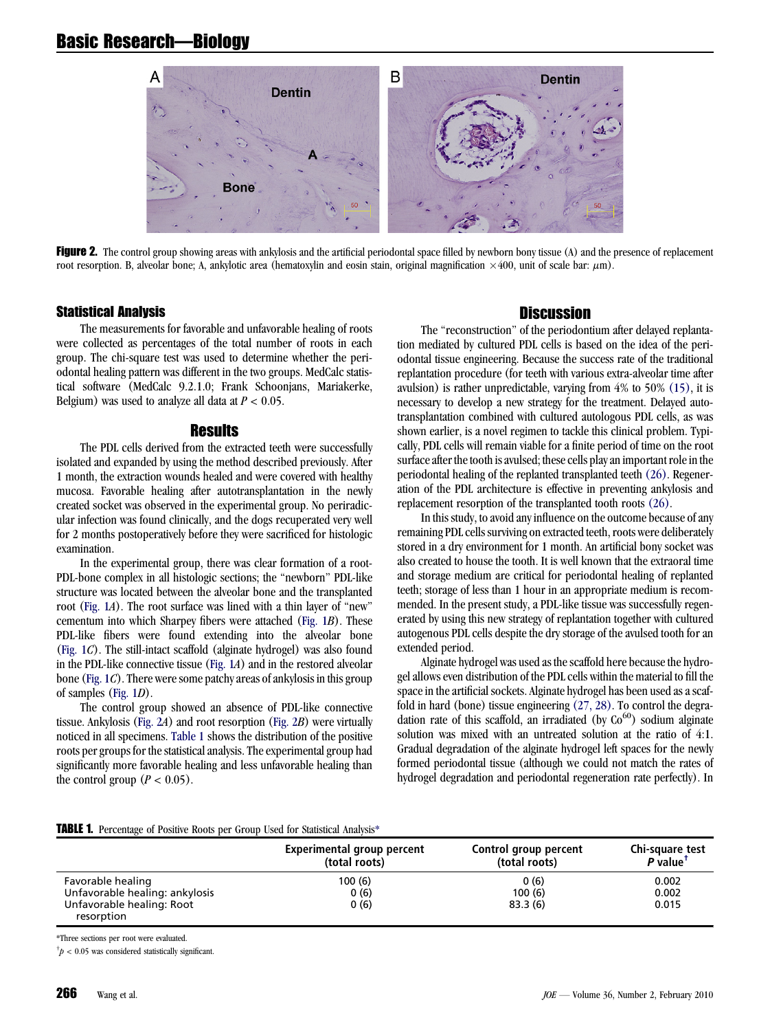Figure 2. The control group showing areas with ankylosis and the artificial periodontal space filled by newborn bony tissue (A) and the presence of replacement root resorption. B, alveolar bone; A, ankylotic area (hematoxylin and eosin stain, original magnification ×400, unit of scale bar: $\mu$m).

### Statistical Analysis

The measurements for favorable and unfavorable healing of roots were collected as percentages of the total number of roots in each group. The chi-square test was used to determine whether the periodontal healing pattern was different in the two groups. MedCalc statistical software (MedCalc 9.2.1.0; Frank Schoonjans, Mariakerke, Belgium) was used to analyze all data at $P < 0.05$.

## Results

The PDL cells derived from the extracted teeth were successfully isolated and expanded by using the method described previously. After 1 month, the extraction wounds healed and were covered with healthy mucosa. Favorable healing after autotransplantation in the newly created socket was observed in the experimental group. No periradicular infection was found clinically, and the dogs recuperated very well for 2 months postoperatively before they were sacrificed for histologic examination.

In the experimental group, there was clear formation of a root-PDL-bone complex in all histologic sections; the "newborn" PDL-like structure was located between the alveolar bone and the transplanted root (Fig. 1*A*). The root surface was lined with a thin layer of "new" cementum into which Sharpey fibers were attached (Fig. 1*B*). These PDL-like fibers were found extending into the alveolar bone (Fig. 1*C*). The still-intact scaffold (alginate hydrogel) was also found in the PDL-like connective tissue (Fig. 1*A*) and in the restored alveolar bone (Fig. 1*C*). There were some patchy areas of ankylosis in this group of samples (Fig. 1*D*).

The control group showed an absence of PDL-like connective tissue. Ankylosis (Fig. 2*A*) and root resorption (Fig. 2*B*) were virtually noticed in all specimens. Table 1 shows the distribution of the positive roots per groups for the statistical analysis. The experimental group had significantly more favorable healing and less unfavorable healing than the control group ($P < 0.05$).

## Discussion

The "reconstruction" of the periodontium after delayed replantation mediated by cultured PDL cells is based on the idea of the periodontal tissue engineering. Because the success rate of the traditional replantation procedure (for teeth with various extra-alveolar time after avulsion) is rather unpredictable, varying from 4% to 50% (15), it is necessary to develop a new strategy for the treatment. Delayed autotransplantation combined with cultured autologous PDL cells, as was shown earlier, is a novel regimen to tackle this clinical problem. Typically, PDL cells will remain viable for a finite period of time on the root surface after the tooth is avulsed; these cells play an important role in the periodontal healing of the replanted transplanted teeth (26). Regeneration of the PDL architecture is effective in preventing ankylosis and replacement resorption of the transplanted tooth roots (26).

In this study, to avoid any influence on the outcome because of any remaining PDL cells surviving on extracted teeth, roots were deliberately stored in a dry environment for 1 month. An artificial bony socket was also created to house the tooth. It is well known that the extraoral time and storage medium are critical for periodontal healing of replanted teeth; storage of less than 1 hour in an appropriate medium is recommended. In the present study, a PDL-like tissue was successfully regenerated by using this new strategy of replantation together with cultured autogenous PDL cells despite the dry storage of the avulsed tooth for an extended period.

Alginate hydrogel was used as the scaffold here because the hydrogel allows even distribution of the PDL cells within the material to fill the space in the artificial sockets. Alginate hydrogel has been used as a scaffold in hard (bone) tissue engineering (27, 28). To control the degradation rate of this scaffold, an irradiated (by $Co^{60}$) sodium alginate solution was mixed with an untreated solution at the ratio of 4:1. Gradual degradation of the alginate hydrogel left spaces for the newly formed periodontal tissue (although we could not match the rates of hydrogel degradation and periodontal regeneration rate perfectly). In

**TABLE 1.** Percentage of Positive Roots per Group Used for Statistical Analysis*

| | Experimental group percent (total roots) | Control group percent (total roots) | Chi-square test *P* value† |
|---|---|---|---|
| Favorable healing | 100 (6) | 0 (6) | 0.002 |
| Unfavorable healing: ankylosis | 0 (6) | 100 (6) | 0.002 |
| Unfavorable healing: Root resorption | 0 (6) | 83.3 (6) | 0.015 |

*Three sections per root were evaluated.

†$p < 0.05$ was considered statistically significant.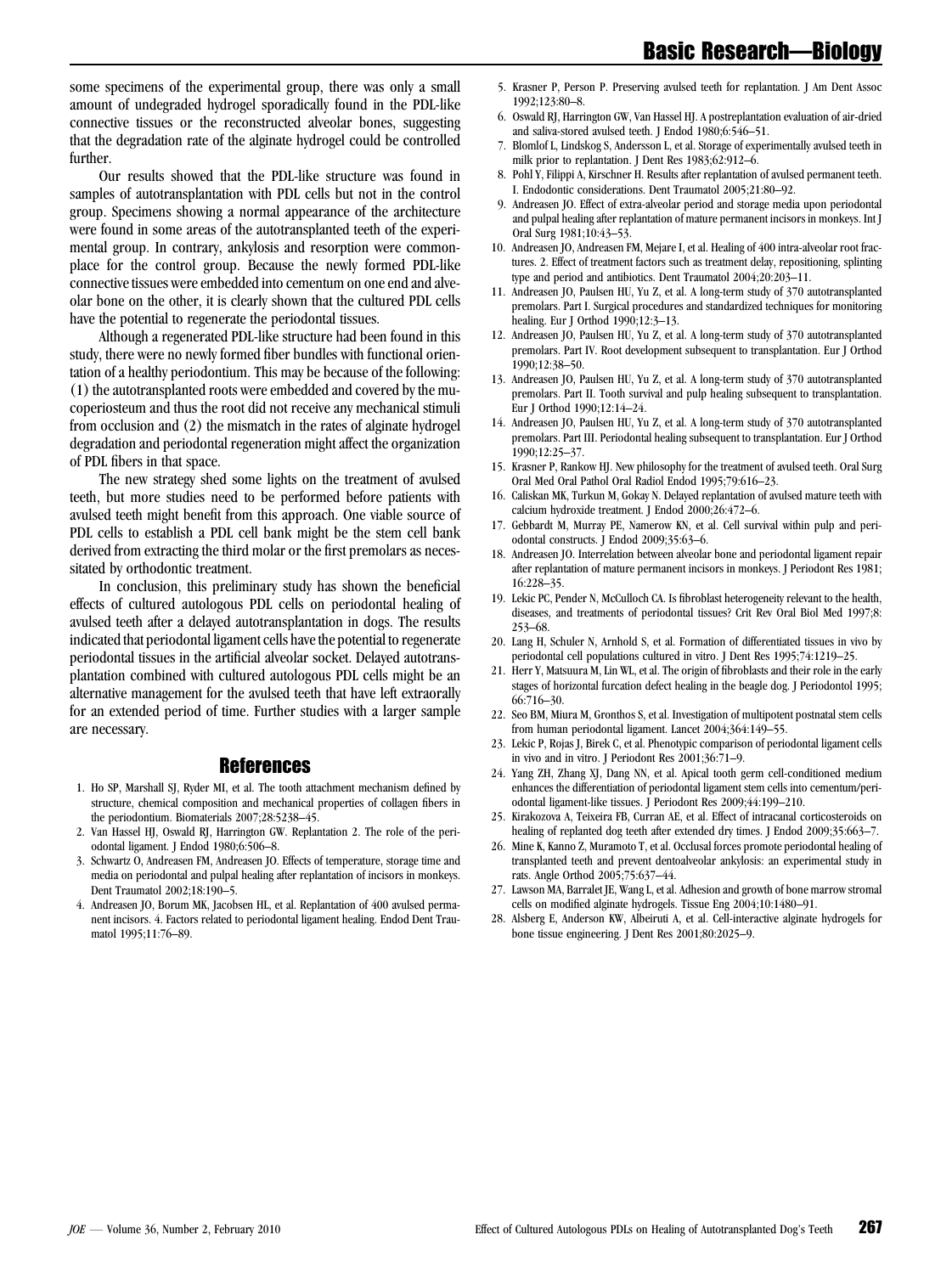some specimens of the experimental group, there was only a small amount of undegraded hydrogel sporadically found in the PDL-like connective tissues or the reconstructed alveolar bones, suggesting that the degradation rate of the alginate hydrogel could be controlled further.

Our results showed that the PDL-like structure was found in samples of autotransplantation with PDL cells but not in the control group. Specimens showing a normal appearance of the architecture were found in some areas of the autotransplanted teeth of the experimental group. In contrary, ankylosis and resorption were commonplace for the control group. Because the newly formed PDL-like connective tissues were embedded into cementum on one end and alveolar bone on the other, it is clearly shown that the cultured PDL cells have the potential to regenerate the periodontal tissues.

Although a regenerated PDL-like structure had been found in this study, there were no newly formed fiber bundles with functional orientation of a healthy periodontium. This may be because of the following: (1) the autotransplanted roots were embedded and covered by the mucoperiosteum and thus the root did not receive any mechanical stimuli from occlusion and (2) the mismatch in the rates of alginate hydrogel degradation and periodontal regeneration might affect the organization of PDL fibers in that space.

The new strategy shed some lights on the treatment of avulsed teeth, but more studies need to be performed before patients with avulsed teeth might benefit from this approach. One viable source of PDL cells to establish a PDL cell bank might be the stem cell bank derived from extracting the third molar or the first premolars as necessitated by orthodontic treatment.

In conclusion, this preliminary study has shown the beneficial effects of cultured autologous PDL cells on periodontal healing of avulsed teeth after a delayed autotransplantation in dogs. The results indicated that periodontal ligament cells have the potential to regenerate periodontal tissues in the artificial alveolar socket. Delayed autotransplantation combined with cultured autologous PDL cells might be an alternative management for the avulsed teeth that have left extraorally for an extended period of time. Further studies with a larger sample are necessary.

## References

1. Ho SP, Marshall SJ, Ryder MI, et al. The tooth attachment mechanism defined by structure, chemical composition and mechanical properties of collagen fibers in the periodontium. Biomaterials 2007;28:5238–45.
2. Van Hassel HJ, Oswald RJ, Harrington GW. Replantation 2. The role of the periodontal ligament. J Endod 1980;6:506–8.
3. Schwartz O, Andreasen FM, Andreasen JO. Effects of temperature, storage time and media on periodontal and pulpal healing after replantation of incisors in monkeys. Dent Traumatol 2002;18:190–5.
4. Andreasen JO, Borum MK, Jacobsen HL, et al. Replantation of 400 avulsed permanent incisors. 4. Factors related to periodontal ligament healing. Endod Dent Traumatol 1995;11:76–89.
5. Krasner P, Person P. Preserving avulsed teeth for replantation. J Am Dent Assoc 1992;123:80–8.
6. Oswald RJ, Harrington GW, Van Hassel HJ. A postreplantation evaluation of air-dried and saliva-stored avulsed teeth. J Endod 1980;6:546–51.
7. Blomlof L, Lindskog S, Andersson L, et al. Storage of experimentally avulsed teeth in milk prior to replantation. J Dent Res 1983;62:912–6.
8. Pohl Y, Filippi A, Kirschner H. Results after replantation of avulsed permanent teeth. I. Endodontic considerations. Dent Traumatol 2005;21:80–92.
9. Andreasen JO. Effect of extra-alveolar period and storage media upon periodontal and pulpal healing after replantation of mature permanent incisors in monkeys. Int J Oral Surg 1981;10:43–53.
10. Andreasen JO, Andreasen FM, Mejare I, et al. Healing of 400 intra-alveolar root fractures. 2. Effect of treatment factors such as treatment delay, repositioning, splinting type and period and antibiotics. Dent Traumatol 2004;20:203–11.
11. Andreasen JO, Paulsen HU, Yu Z, et al. A long-term study of 370 autotransplanted premolars. Part I. Surgical procedures and standardized techniques for monitoring healing. Eur J Orthod 1990;12:3–13.
12. Andreasen JO, Paulsen HU, Yu Z, et al. A long-term study of 370 autotransplanted premolars. Part IV. Root development subsequent to transplantation. Eur J Orthod 1990;12:38–50.
13. Andreasen JO, Paulsen HU, Yu Z, et al. A long-term study of 370 autotransplanted premolars. Part II. Tooth survival and pulp healing subsequent to transplantation. Eur J Orthod 1990;12:14–24.
14. Andreasen JO, Paulsen HU, Yu Z, et al. A long-term study of 370 autotransplanted premolars. Part III. Periodontal healing subsequent to transplantation. Eur J Orthod 1990;12:25–37.
15. Krasner P, Rankow HJ. New philosophy for the treatment of avulsed teeth. Oral Surg Oral Med Oral Pathol Oral Radiol Endod 1995;79:616–23.
16. Caliskan MK, Turkun M, Gokay N. Delayed replantation of avulsed mature teeth with calcium hydroxide treatment. J Endod 2000;26:472–6.
17. Gebbardt M, Murray PE, Namerow KN, et al. Cell survival within pulp and periodontal constructs. J Endod 2009;35:63–6.
18. Andreasen JO. Interrelation between alveolar bone and periodontal ligament repair after replantation of mature permanent incisors in monkeys. J Periodont Res 1981;16:228–35.
19. Lekic PC, Pender N, McCulloch CA. Is fibroblast heterogeneity relevant to the health, diseases, and treatments of periodontal tissues? Crit Rev Oral Biol Med 1997;8:253–68.
20. Lang H, Schuler N, Arnhold S, et al. Formation of differentiated tissues in vivo by periodontal cell populations cultured in vitro. J Dent Res 1995;74:1219–25.
21. Herr Y, Matsuura M, Lin WL, et al. The origin of fibroblasts and their role in the early stages of horizontal furcation defect healing in the beagle dog. J Periodontol 1995;66:716–30.
22. Seo BM, Miura M, Gronthos S, et al. Investigation of multipotent postnatal stem cells from human periodontal ligament. Lancet 2004;364:149–55.
23. Lekic P, Rojas J, Birek C, et al. Phenotypic comparison of periodontal ligament cells in vivo and in vitro. J Periodont Res 2001;36:71–9.
24. Yang ZH, Zhang XJ, Dang NN, et al. Apical tooth germ cell-conditioned medium enhances the differentiation of periodontal ligament stem cells into cementum/periodontal ligament-like tissues. J Periodont Res 2009;44:199–210.
25. Kirakozova A, Teixeira FB, Curran AE, et al. Effect of intracanal corticosteroids on healing of replanted dog teeth after extended dry times. J Endod 2009;35:663–7.
26. Mine K, Kanno Z, Muramoto T, et al. Occlusal forces promote periodontal healing of transplanted teeth and prevent dentoalveolar ankylosis: an experimental study in rats. Angle Orthod 2005;75:637–44.
27. Lawson MA, Barralet JE, Wang L, et al. Adhesion and growth of bone marrow stromal cells on modified alginate hydrogels. Tissue Eng 2004;10:1480–91.
28. Alsberg E, Anderson KW, Albeiruti A, et al. Cell-interactive alginate hydrogels for bone tissue engineering. J Dent Res 2001;80:2025–9.